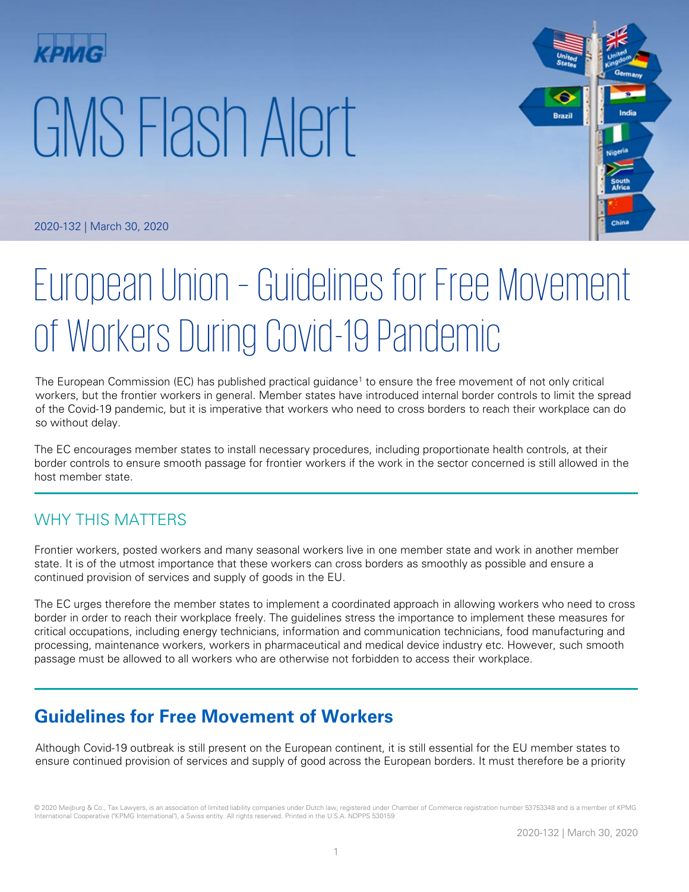# GMS Flash Alert

2020-132 | March 30, 2020

# European Union – Guidelines for Free Movement of Workers During Covid-19 Pandemic

The European Commission (EC) has published practical guidance[1] to ensure the free movement of not only critical workers, but the frontier workers in general. Member states have introduced internal border controls to limit the spread of the Covid-19 pandemic, but it is imperative that workers who need to cross borders to reach their workplace can do so without delay.

The EC encourages member states to install necessary procedures, including proportionate health controls, at their border controls to ensure smooth passage for frontier workers if the work in the sector concerned is still allowed in the host member state.

## WHY THIS MATTERS

Frontier workers, posted workers and many seasonal workers live in one member state and work in another member state. It is of the utmost importance that these workers can cross borders as smoothly as possible and ensure a continued provision of services and supply of goods in the EU.

The EC urges therefore the member states to implement a coordinated approach in allowing workers who need to cross border in order to reach their workplace freely. The guidelines stress the importance to implement these measures for critical occupations, including energy technicians, information and communication technicians, food manufacturing and processing, maintenance workers, workers in pharmaceutical and medical device industry etc. However, such smooth passage must be allowed to all workers who are otherwise not forbidden to access their workplace.

## Guidelines for Free Movement of Workers

Although Covid-19 outbreak is still present on the European continent, it is still essential for the EU member states to ensure continued provision of services and supply of good across the European borders. It must therefore be a priority

© 2020 Meijburg & Co., Tax Lawyers, is an association of limited liability companies under Dutch law, registered under Chamber of Commerce registration number 53753348 and is a member of KPMG International Cooperative ("KPMG International"), a Swiss entity. All rights reserved. Printed in the U.S.A. NDPPS 530159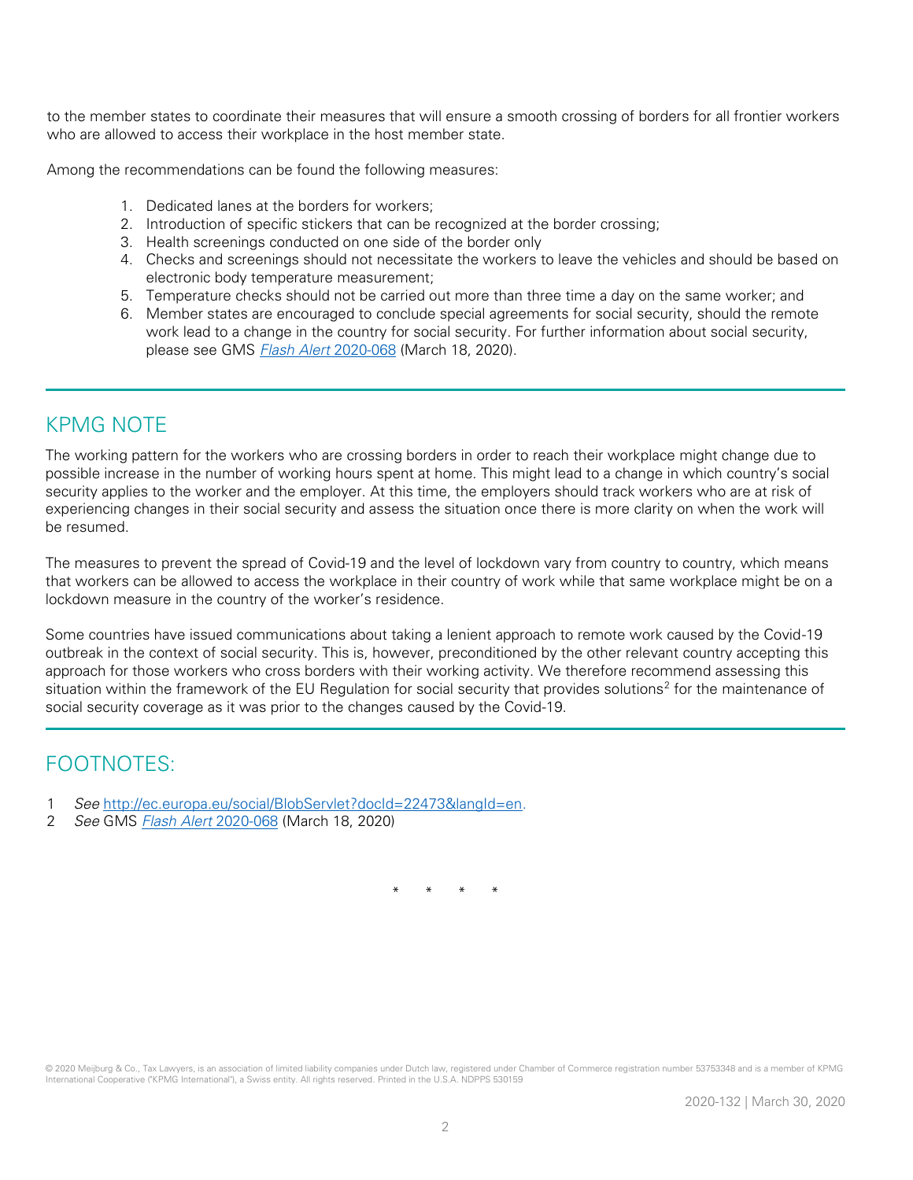to the member states to coordinate their measures that will ensure a smooth crossing of borders for all frontier workers who are allowed to access their workplace in the host member state.

Among the recommendations can be found the following measures:

1. Dedicated lanes at the borders for workers;
2. Introduction of specific stickers that can be recognized at the border crossing;
3. Health screenings conducted on one side of the border only
4. Checks and screenings should not necessitate the workers to leave the vehicles and should be based on electronic body temperature measurement;
5. Temperature checks should not be carried out more than three time a day on the same worker; and
6. Member states are encouraged to conclude special agreements for social security, should the remote work lead to a change in the country for social security. For further information about social security, please see GMS *Flash Alert* 2020-068 (March 18, 2020).

## KPMG NOTE

The working pattern for the workers who are crossing borders in order to reach their workplace might change due to possible increase in the number of working hours spent at home. This might lead to a change in which country's social security applies to the worker and the employer. At this time, the employers should track workers who are at risk of experiencing changes in their social security and assess the situation once there is more clarity on when the work will be resumed.

The measures to prevent the spread of Covid-19 and the level of lockdown vary from country to country, which means that workers can be allowed to access the workplace in their country of work while that same workplace might be on a lockdown measure in the country of the worker's residence.

Some countries have issued communications about taking a lenient approach to remote work caused by the Covid-19 outbreak in the context of social security. This is, however, preconditioned by the other relevant country accepting this approach for those workers who cross borders with their working activity. We therefore recommend assessing this situation within the framework of the EU Regulation for social security that provides solutions[2] for the maintenance of social security coverage as it was prior to the changes caused by the Covid-19.

## FOOTNOTES:

1 *See* http://ec.europa.eu/social/BlobServlet?docId=22473&langId=en.

2 *See* GMS *Flash Alert* 2020-068 (March 18, 2020)

\* \* \* \*

© 2020 Meijburg & Co., Tax Lawyers, is an association of limited liability companies under Dutch law, registered under Chamber of Commerce registration number 53753348 and is a member of KPMG International Cooperative ("KPMG International"), a Swiss entity. All rights reserved. Printed in the U.S.A. NDPPS 530159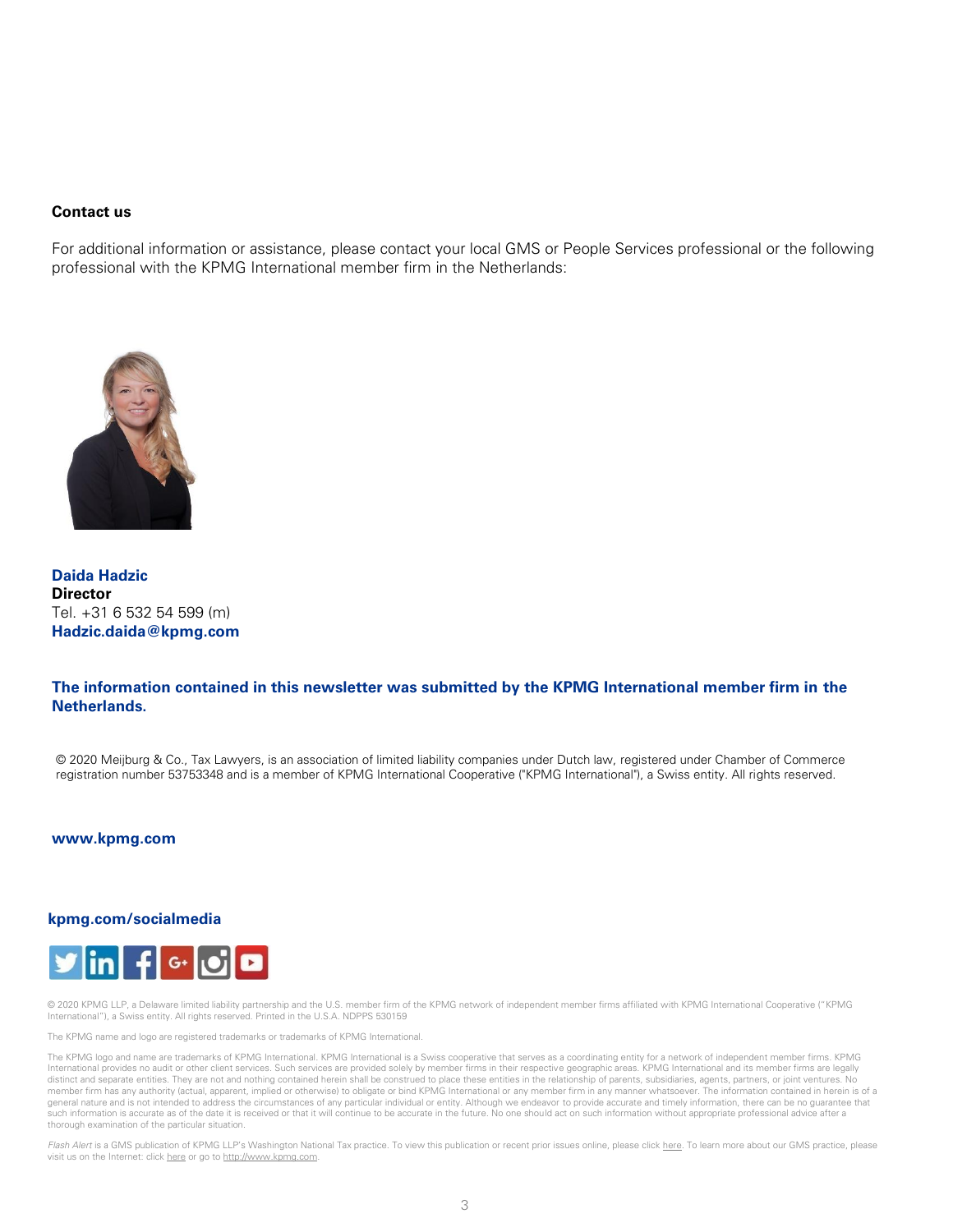**Contact us**

For additional information or assistance, please contact your local GMS or People Services professional or the following professional with the KPMG International member firm in the Netherlands:

**Daida Hadzic**
**Director**
Tel. +31 6 532 54 599 (m)
**Hadzic.daida@kpmg.com**

**The information contained in this newsletter was submitted by the KPMG International member firm in the Netherlands.**

© 2020 Meijburg & Co., Tax Lawyers, is an association of limited liability companies under Dutch law, registered under Chamber of Commerce registration number 53753348 and is a member of KPMG International Cooperative ("KPMG International"), a Swiss entity. All rights reserved.

**www.kpmg.com**

**kpmg.com/socialmedia**

© 2020 KPMG LLP, a Delaware limited liability partnership and the U.S. member firm of the KPMG network of independent member firms affiliated with KPMG International Cooperative ("KPMG International"), a Swiss entity. All rights reserved. Printed in the U.S.A. NDPPS 530159

The KPMG name and logo are registered trademarks or trademarks of KPMG International.

The KPMG logo and name are trademarks of KPMG International. KPMG International is a Swiss cooperative that serves as a coordinating entity for a network of independent member firms. KPMG International provides no audit or other client services. Such services are provided solely by member firms in their respective geographic areas. KPMG International and its member firms are legally distinct and separate entities. They are not and nothing contained herein shall be construed to place these entities in the relationship of parents, subsidiaries, agents, partners, or joint ventures. No member firm has any authority (actual, apparent, implied or otherwise) to obligate or bind KPMG International or any member firm in any manner whatsoever. The information contained in herein is of a general nature and is not intended to address the circumstances of any particular individual or entity. Although we endeavor to provide accurate and timely information, there can be no guarantee that such information is accurate as of the date it is received or that it will continue to be accurate in the future. No one should act on such information without appropriate professional advice after a thorough examination of the particular situation.

*Flash Alert* is a GMS publication of KPMG LLP's Washington National Tax practice. To view this publication or recent prior issues online, please click here. To learn more about our GMS practice, please visit us on the Internet: click here or go to http://www.kpmg.com.